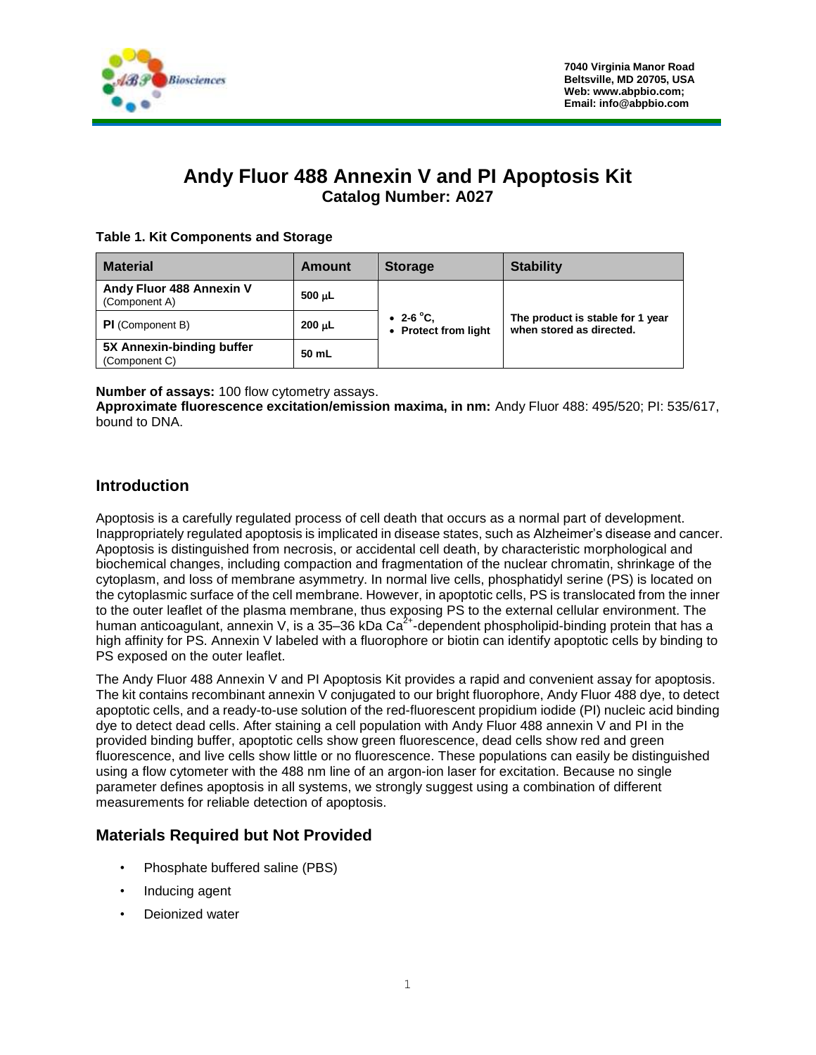# Andy Fluor 488 Annexin V and PI Apoptosis Kit

**Catalog Number: A027**

**Table 1. Kit Components and Storage**

| Material | Amount | Storage | Stability |
|---|---|---|---|
| **Andy Fluor 488 Annexin V** (Component A) | 500 μL | • 2-6 °C, • Protect from light | The product is stable for 1 year when stored as directed. |
| **PI** (Component B) | 200 μL | | |
| **5X Annexin-binding buffer** (Component C) | 50 mL | | |

**Number of assays:** 100 flow cytometry assays.
**Approximate fluorescence excitation/emission maxima, in nm:** Andy Fluor 488: 495/520; PI: 535/617, bound to DNA.

## Introduction

Apoptosis is a carefully regulated process of cell death that occurs as a normal part of development. Inappropriately regulated apoptosis is implicated in disease states, such as Alzheimer's disease and cancer. Apoptosis is distinguished from necrosis, or accidental cell death, by characteristic morphological and biochemical changes, including compaction and fragmentation of the nuclear chromatin, shrinkage of the cytoplasm, and loss of membrane asymmetry. In normal live cells, phosphatidyl serine (PS) is located on the cytoplasmic surface of the cell membrane. However, in apoptotic cells, PS is translocated from the inner to the outer leaflet of the plasma membrane, thus exposing PS to the external cellular environment. The human anticoagulant, annexin V, is a 35–36 kDa $Ca^{2+}$-dependent phospholipid-binding protein that has a high affinity for PS. Annexin V labeled with a fluorophore or biotin can identify apoptotic cells by binding to PS exposed on the outer leaflet.

The Andy Fluor 488 Annexin V and PI Apoptosis Kit provides a rapid and convenient assay for apoptosis. The kit contains recombinant annexin V conjugated to our bright fluorophore, Andy Fluor 488 dye, to detect apoptotic cells, and a ready-to-use solution of the red-fluorescent propidium iodide (PI) nucleic acid binding dye to detect dead cells. After staining a cell population with Andy Fluor 488 annexin V and PI in the provided binding buffer, apoptotic cells show green fluorescence, dead cells show red and green fluorescence, and live cells show little or no fluorescence. These populations can easily be distinguished using a flow cytometer with the 488 nm line of an argon-ion laser for excitation. Because no single parameter defines apoptosis in all systems, we strongly suggest using a combination of different measurements for reliable detection of apoptosis.

## Materials Required but Not Provided

- Phosphate buffered saline (PBS)
- Inducing agent
- Deionized water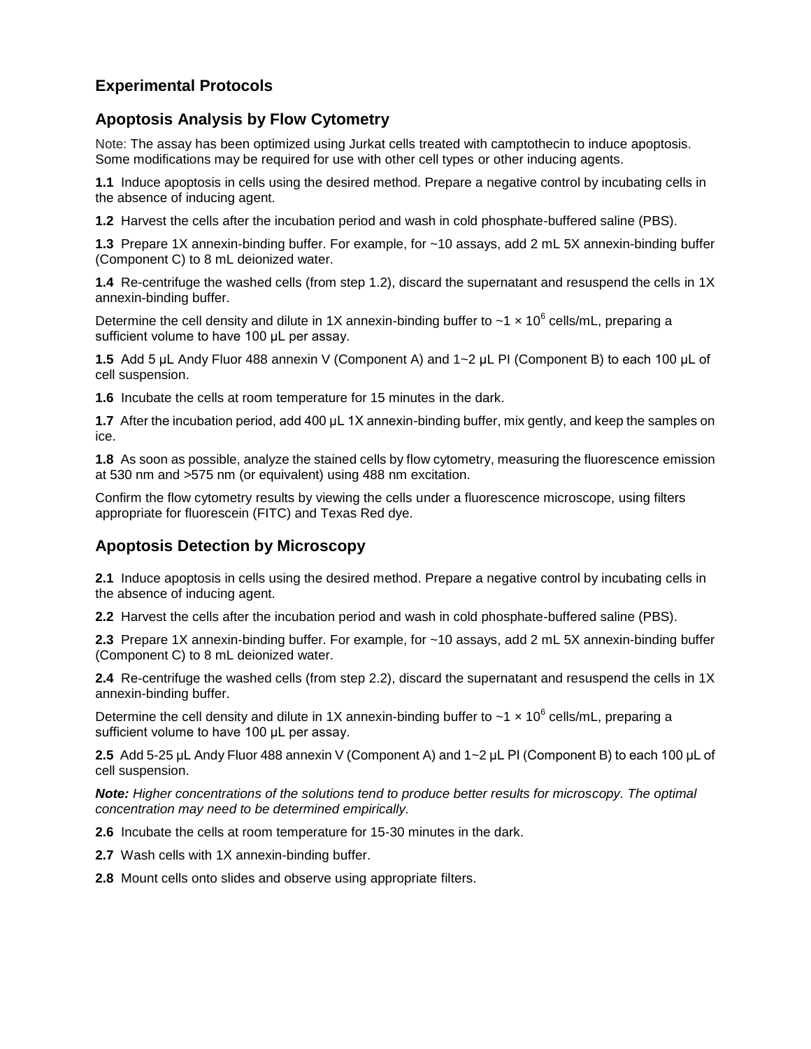## Experimental Protocols

## Apoptosis Analysis by Flow Cytometry

Note: The assay has been optimized using Jurkat cells treated with camptothecin to induce apoptosis. Some modifications may be required for use with other cell types or other inducing agents.

**1.1** Induce apoptosis in cells using the desired method. Prepare a negative control by incubating cells in the absence of inducing agent.

**1.2** Harvest the cells after the incubation period and wash in cold phosphate-buffered saline (PBS).

**1.3** Prepare 1X annexin-binding buffer. For example, for ~10 assays, add 2 mL 5X annexin-binding buffer (Component C) to 8 mL deionized water.

**1.4** Re-centrifuge the washed cells (from step 1.2), discard the supernatant and resuspend the cells in 1X annexin-binding buffer.

Determine the cell density and dilute in 1X annexin-binding buffer to ~$1 \times 10^6$ cells/mL, preparing a sufficient volume to have 100 µL per assay.

**1.5** Add 5 µL Andy Fluor 488 annexin V (Component A) and 1~2 µL PI (Component B) to each 100 µL of cell suspension.

**1.6** Incubate the cells at room temperature for 15 minutes in the dark.

**1.7** After the incubation period, add 400 µL 1X annexin-binding buffer, mix gently, and keep the samples on ice.

**1.8** As soon as possible, analyze the stained cells by flow cytometry, measuring the fluorescence emission at 530 nm and >575 nm (or equivalent) using 488 nm excitation.

Confirm the flow cytometry results by viewing the cells under a fluorescence microscope, using filters appropriate for fluorescein (FITC) and Texas Red dye.

## Apoptosis Detection by Microscopy

**2.1** Induce apoptosis in cells using the desired method. Prepare a negative control by incubating cells in the absence of inducing agent.

**2.2** Harvest the cells after the incubation period and wash in cold phosphate-buffered saline (PBS).

**2.3** Prepare 1X annexin-binding buffer. For example, for ~10 assays, add 2 mL 5X annexin-binding buffer (Component C) to 8 mL deionized water.

**2.4** Re-centrifuge the washed cells (from step 2.2), discard the supernatant and resuspend the cells in 1X annexin-binding buffer.

Determine the cell density and dilute in 1X annexin-binding buffer to ~$1 \times 10^6$ cells/mL, preparing a sufficient volume to have 100 µL per assay.

**2.5** Add 5-25 µL Andy Fluor 488 annexin V (Component A) and 1~2 µL PI (Component B) to each 100 µL of cell suspension.

***Note:*** *Higher concentrations of the solutions tend to produce better results for microscopy. The optimal concentration may need to be determined empirically.*

**2.6** Incubate the cells at room temperature for 15-30 minutes in the dark.

**2.7** Wash cells with 1X annexin-binding buffer.

**2.8** Mount cells onto slides and observe using appropriate filters.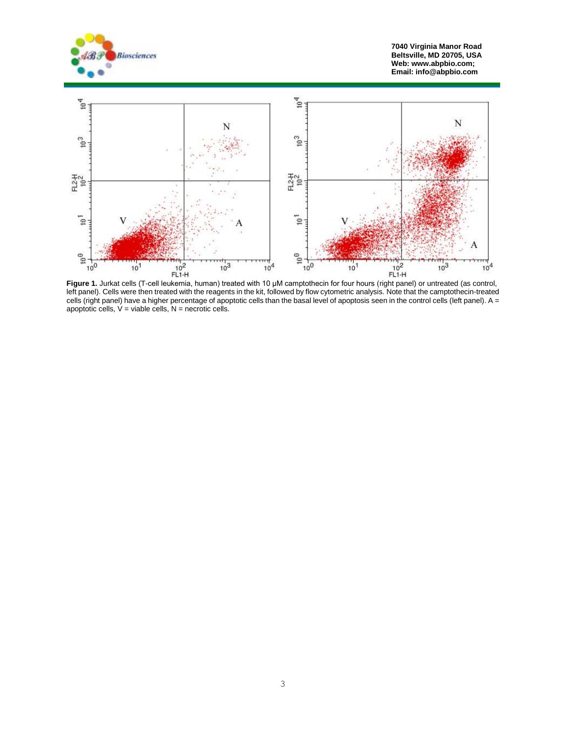N

V

A

FL2-H

FL1-H

$10^0$ $10^1$ $10^2$ $10^3$ $10^4$

N

V

A

FL2-H

FL1-H

$10^0$ $10^1$ $10^2$ $10^3$ $10^4$

**Figure 1.** Jurkat cells (T-cell leukemia, human) treated with 10 µM camptothecin for four hours (right panel) or untreated (as control, left panel). Cells were then treated with the reagents in the kit, followed by flow cytometric analysis. Note that the camptothecin-treated cells (right panel) have a higher percentage of apoptotic cells than the basal level of apoptosis seen in the control cells (left panel). A = apoptotic cells, V = viable cells, N = necrotic cells.